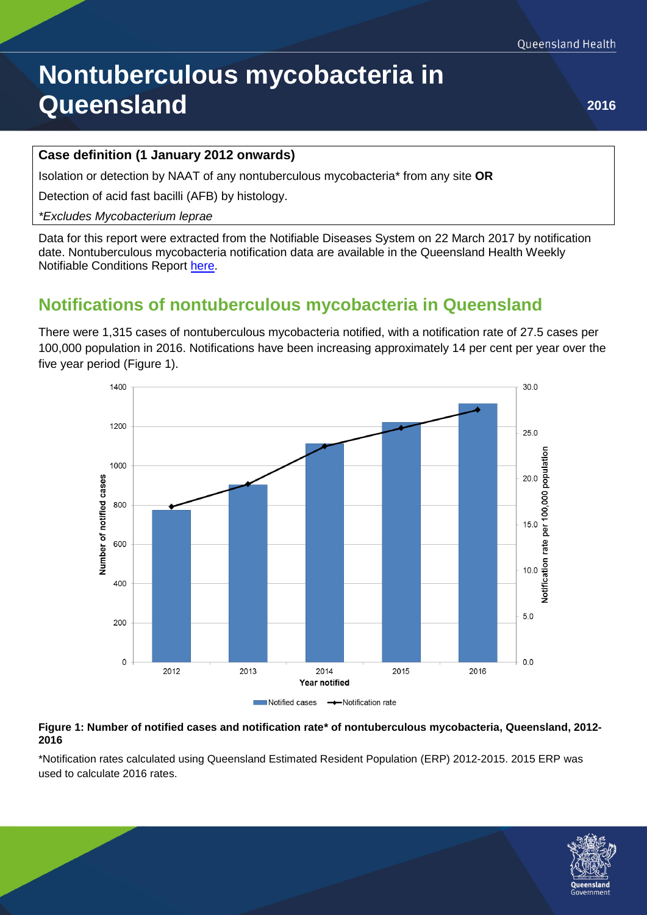# Nontuberculous mycobacteria in Queensland

2016

**Case definition (1 January 2012 onwards)**

Isolation or detection by NAAT of any nontuberculous mycobacteria* from any site **OR**

Detection of acid fast bacilli (AFB) by histology.

*\*Excludes Mycobacterium leprae*

Data for this report were extracted from the Notifiable Diseases System on 22 March 2017 by notification date. Nontuberculous mycobacteria notification data are available in the Queensland Health Weekly Notifiable Conditions Report here.

## Notifications of nontuberculous mycobacteria in Queensland

There were 1,315 cases of nontuberculous mycobacteria notified, with a notification rate of 27.5 cases per 100,000 population in 2016. Notifications have been increasing approximately 14 per cent per year over the five year period (Figure 1).

**Figure 1: Number of notified cases and notification rate\* of nontuberculous mycobacteria, Queensland, 2012-2016**

\*Notification rates calculated using Queensland Estimated Resident Population (ERP) 2012-2015. 2015 ERP was used to calculate 2016 rates.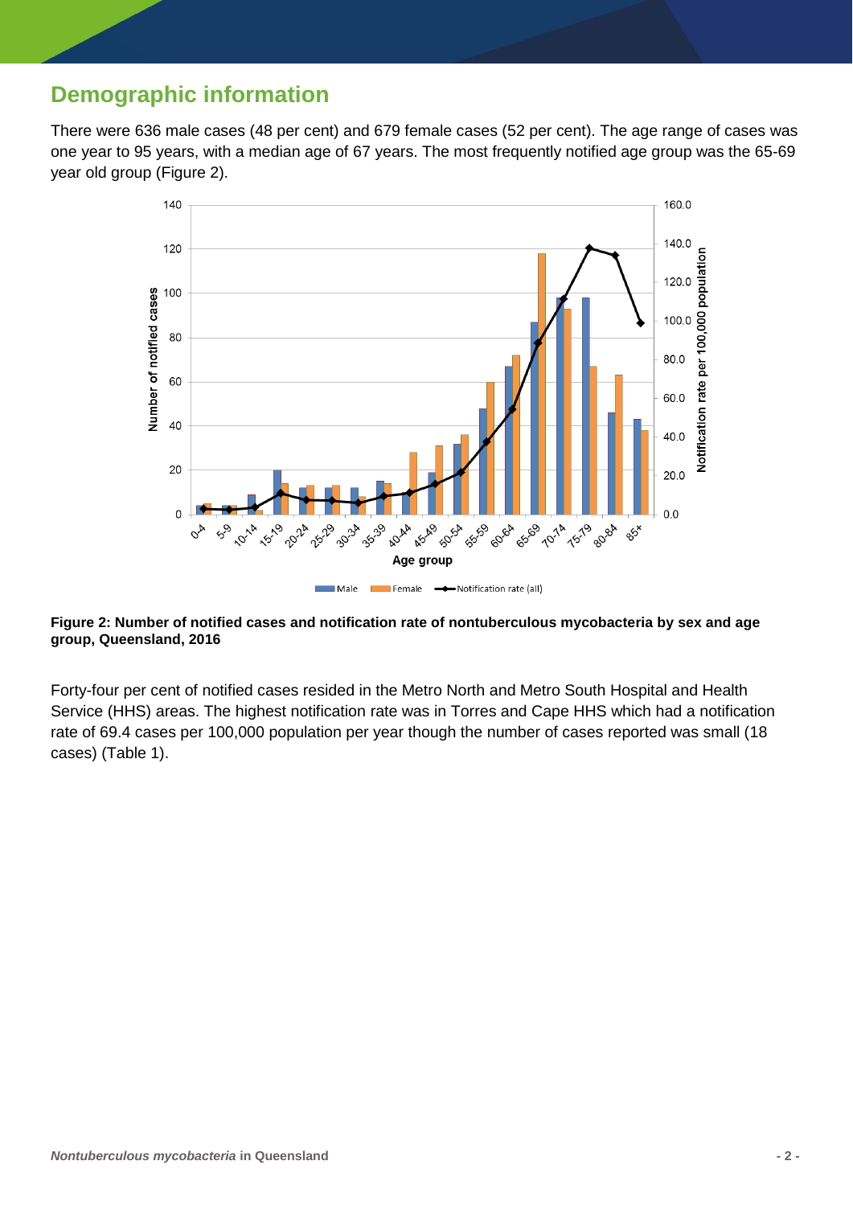## Demographic information

There were 636 male cases (48 per cent) and 679 female cases (52 per cent). The age range of cases was one year to 95 years, with a median age of 67 years. The most frequently notified age group was the 65-69 year old group (Figure 2).

**Figure 2: Number of notified cases and notification rate of nontuberculous mycobacteria by sex and age group, Queensland, 2016**

Forty-four per cent of notified cases resided in the Metro North and Metro South Hospital and Health Service (HHS) areas. The highest notification rate was in Torres and Cape HHS which had a notification rate of 69.4 cases per 100,000 population per year though the number of cases reported was small (18 cases) (Table 1).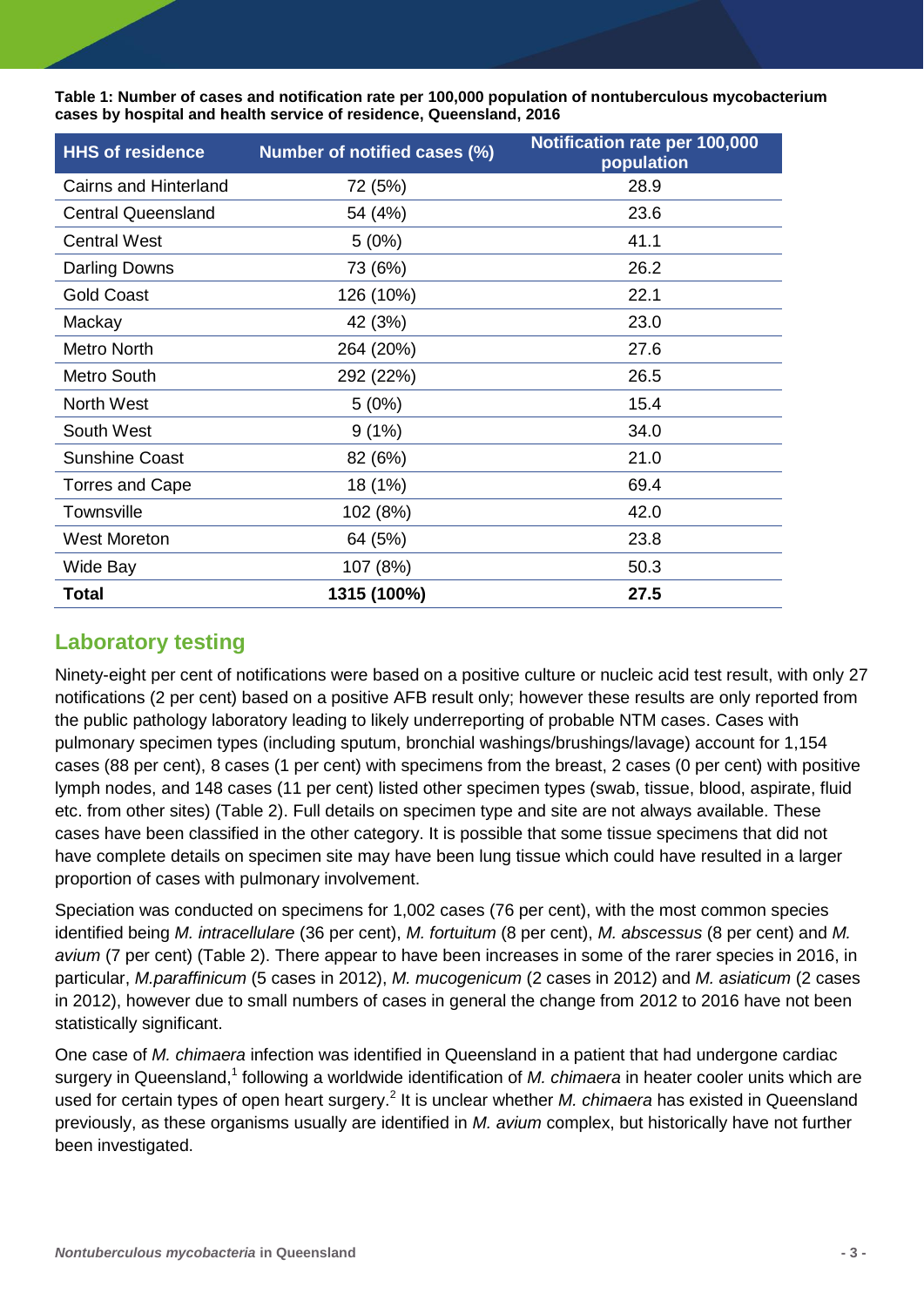**Table 1: Number of cases and notification rate per 100,000 population of nontuberculous mycobacterium cases by hospital and health service of residence, Queensland, 2016**

| HHS of residence | Number of notified cases (%) | Notification rate per 100,000 population |
|---|---|---|
| Cairns and Hinterland | 72 (5%) | 28.9 |
| Central Queensland | 54 (4%) | 23.6 |
| Central West | 5 (0%) | 41.1 |
| Darling Downs | 73 (6%) | 26.2 |
| Gold Coast | 126 (10%) | 22.1 |
| Mackay | 42 (3%) | 23.0 |
| Metro North | 264 (20%) | 27.6 |
| Metro South | 292 (22%) | 26.5 |
| North West | 5 (0%) | 15.4 |
| South West | 9 (1%) | 34.0 |
| Sunshine Coast | 82 (6%) | 21.0 |
| Torres and Cape | 18 (1%) | 69.4 |
| Townsville | 102 (8%) | 42.0 |
| West Moreton | 64 (5%) | 23.8 |
| Wide Bay | 107 (8%) | 50.3 |
| **Total** | **1315 (100%)** | **27.5** |

## Laboratory testing

Ninety-eight per cent of notifications were based on a positive culture or nucleic acid test result, with only 27 notifications (2 per cent) based on a positive AFB result only; however these results are only reported from the public pathology laboratory leading to likely underreporting of probable NTM cases. Cases with pulmonary specimen types (including sputum, bronchial washings/brushings/lavage) account for 1,154 cases (88 per cent), 8 cases (1 per cent) with specimens from the breast, 2 cases (0 per cent) with positive lymph nodes, and 148 cases (11 per cent) listed other specimen types (swab, tissue, blood, aspirate, fluid etc. from other sites) (Table 2). Full details on specimen type and site are not always available. These cases have been classified in the other category. It is possible that some tissue specimens that did not have complete details on specimen site may have been lung tissue which could have resulted in a larger proportion of cases with pulmonary involvement.

Speciation was conducted on specimens for 1,002 cases (76 per cent), with the most common species identified being *M. intracellulare* (36 per cent), *M. fortuitum* (8 per cent), *M. abscessus* (8 per cent) and *M. avium* (7 per cent) (Table 2). There appear to have been increases in some of the rarer species in 2016, in particular, *M.paraffinicum* (5 cases in 2012), *M. mucogenicum* (2 cases in 2012) and *M. asiaticum* (2 cases in 2012), however due to small numbers of cases in general the change from 2012 to 2016 have not been statistically significant.

One case of *M. chimaera* infection was identified in Queensland in a patient that had undergone cardiac surgery in Queensland,[1] following a worldwide identification of *M. chimaera* in heater cooler units which are used for certain types of open heart surgery.[2] It is unclear whether *M. chimaera* has existed in Queensland previously, as these organisms usually are identified in *M. avium* complex, but historically have not further been investigated.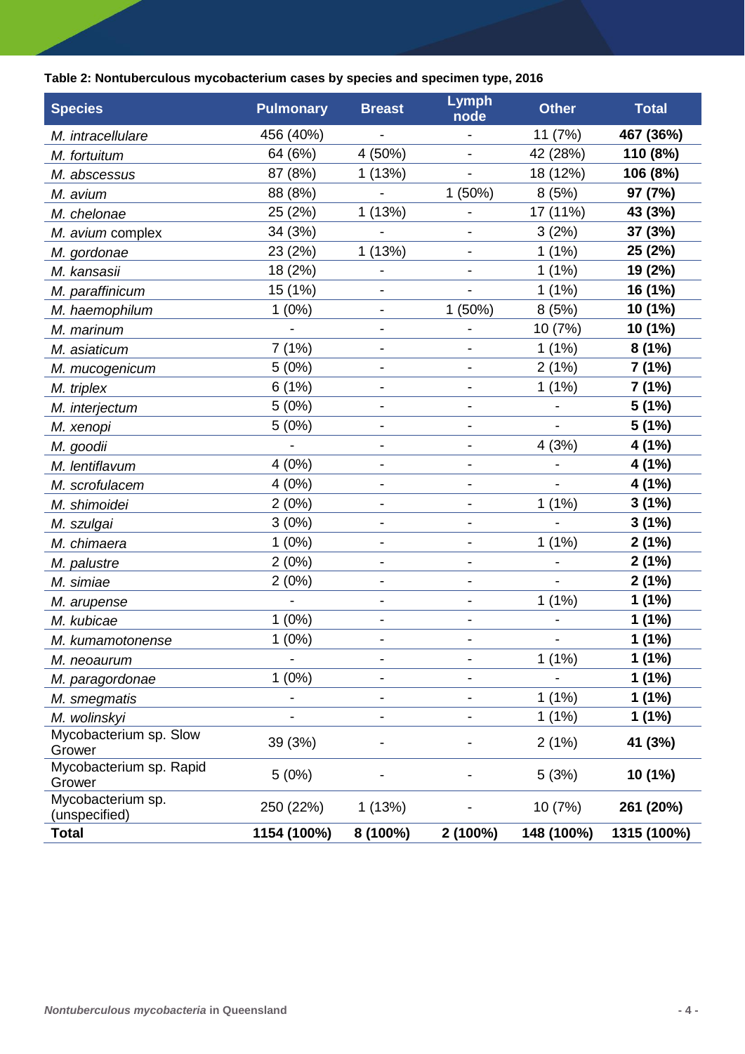**Table 2: Nontuberculous mycobacterium cases by species and specimen type, 2016**

| Species | Pulmonary | Breast | Lymph node | Other | Total |
|---|---|---|---|---|---|
| *M. intracellulare* | 456 (40%) | - | - | 11 (7%) | **467 (36%)** |
| *M. fortuitum* | 64 (6%) | 4 (50%) | - | 42 (28%) | **110 (8%)** |
| *M. abscessus* | 87 (8%) | 1 (13%) | - | 18 (12%) | **106 (8%)** |
| *M. avium* | 88 (8%) | - | 1 (50%) | 8 (5%) | **97 (7%)** |
| *M. chelonae* | 25 (2%) | 1 (13%) | - | 17 (11%) | **43 (3%)** |
| *M. avium* complex | 34 (3%) | - | - | 3 (2%) | **37 (3%)** |
| *M. gordonae* | 23 (2%) | 1 (13%) | - | 1 (1%) | **25 (2%)** |
| *M. kansasii* | 18 (2%) | - | - | 1 (1%) | **19 (2%)** |
| *M. paraffinicum* | 15 (1%) | - | - | 1 (1%) | **16 (1%)** |
| *M. haemophilum* | 1 (0%) | - | 1 (50%) | 8 (5%) | **10 (1%)** |
| *M. marinum* | - | - | - | 10 (7%) | **10 (1%)** |
| *M. asiaticum* | 7 (1%) | - | - | 1 (1%) | **8 (1%)** |
| *M. mucogenicum* | 5 (0%) | - | - | 2 (1%) | **7 (1%)** |
| *M. triplex* | 6 (1%) | - | - | 1 (1%) | **7 (1%)** |
| *M. interjectum* | 5 (0%) | - | - | - | **5 (1%)** |
| *M. xenopi* | 5 (0%) | - | - | - | **5 (1%)** |
| *M. goodii* | - | - | - | 4 (3%) | **4 (1%)** |
| *M. lentiflavum* | 4 (0%) | - | - | - | **4 (1%)** |
| *M. scrofulacem* | 4 (0%) | - | - | - | **4 (1%)** |
| *M. shimoidei* | 2 (0%) | - | - | 1 (1%) | **3 (1%)** |
| *M. szulgai* | 3 (0%) | - | - | - | **3 (1%)** |
| *M. chimaera* | 1 (0%) | - | - | 1 (1%) | **2 (1%)** |
| *M. palustre* | 2 (0%) | - | - | - | **2 (1%)** |
| *M. simiae* | 2 (0%) | - | - | - | **2 (1%)** |
| *M. arupense* | - | - | - | 1 (1%) | **1 (1%)** |
| *M. kubicae* | 1 (0%) | - | - | - | **1 (1%)** |
| *M. kumamotonense* | 1 (0%) | - | - | - | **1 (1%)** |
| *M. neoaurum* | - | - | - | 1 (1%) | **1 (1%)** |
| *M. paragordonae* | 1 (0%) | - | - | - | **1 (1%)** |
| *M. smegmatis* | - | - | - | 1 (1%) | **1 (1%)** |
| *M. wolinskyi* | - | - | - | 1 (1%) | **1 (1%)** |
| Mycobacterium sp. Slow Grower | 39 (3%) | - | - | 2 (1%) | **41 (3%)** |
| Mycobacterium sp. Rapid Grower | 5 (0%) | - | - | 5 (3%) | **10 (1%)** |
| Mycobacterium sp. (unspecified) | 250 (22%) | 1 (13%) | - | 10 (7%) | **261 (20%)** |
| **Total** | **1154 (100%)** | **8 (100%)** | **2 (100%)** | **148 (100%)** | **1315 (100%)** |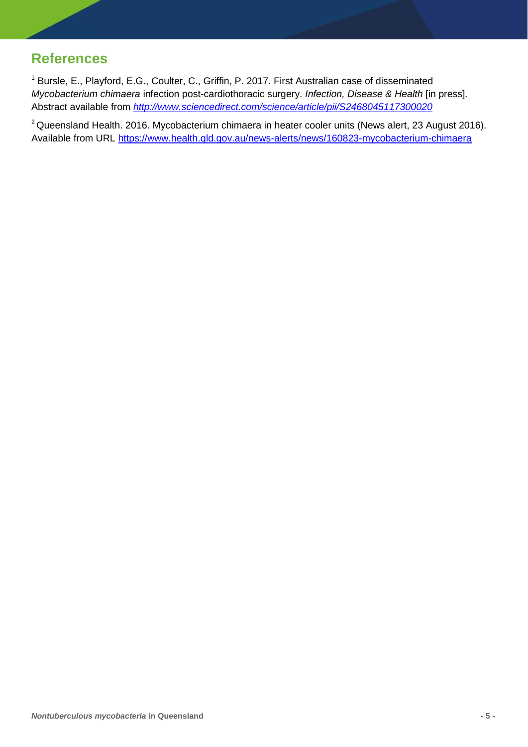## References

[1] Bursle, E., Playford, E.G., Coulter, C., Griffin, P. 2017. First Australian case of disseminated *Mycobacterium chimaera* infection post-cardiothoracic surgery. *Infection, Disease & Health* [in press]. Abstract available from *http://www.sciencedirect.com/science/article/pii/S2468045117300020*

[2] Queensland Health. 2016. Mycobacterium chimaera in heater cooler units (News alert, 23 August 2016). Available from URL https://www.health.qld.gov.au/news-alerts/news/160823-mycobacterium-chimaera